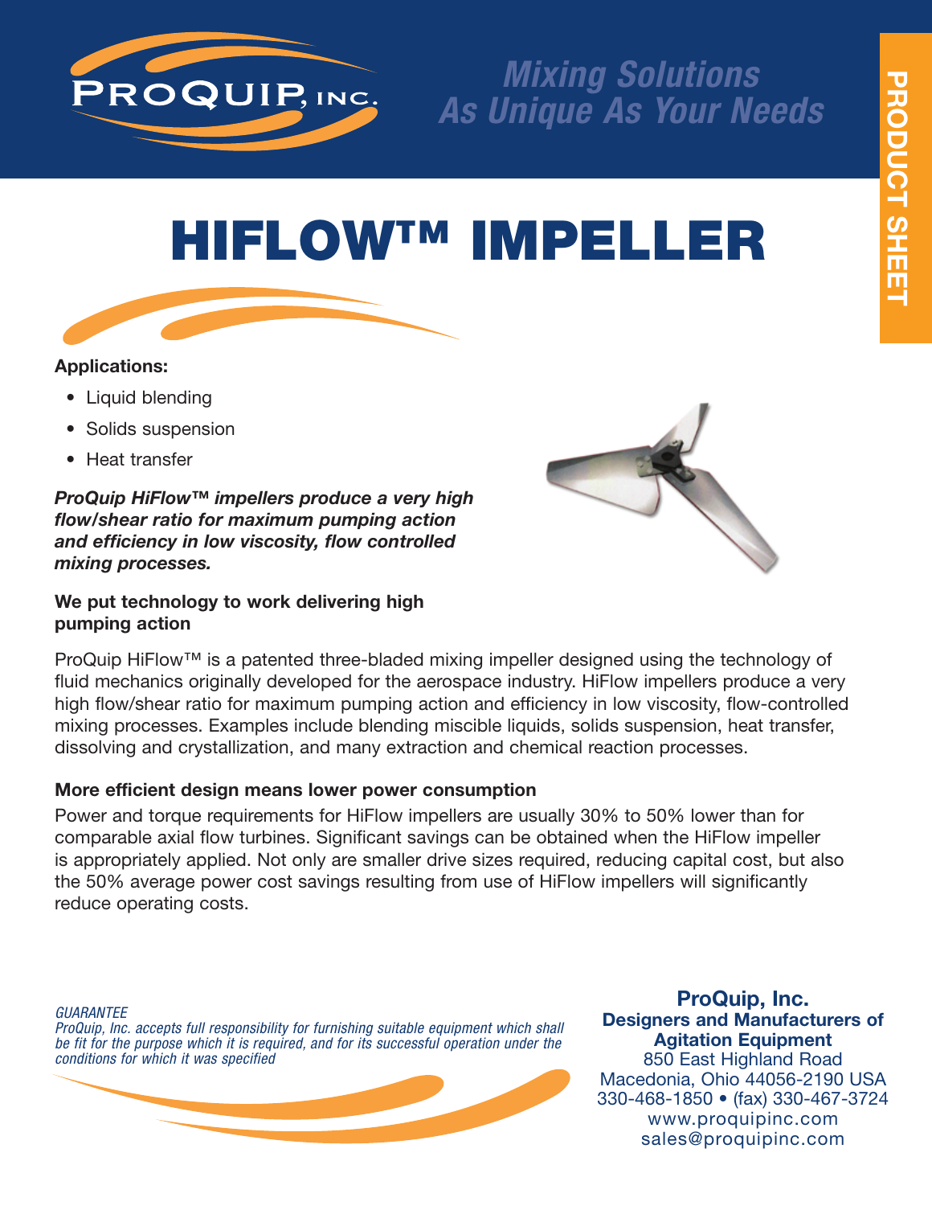PROQUIP, INC.

*Mixing Solutions As Unique As Your Needs*

PRODUCT SHEET

# HIFLOW™ IMPELLER

**Applications:**

- Liquid blending
- Solids suspension
- Heat transfer

***ProQuip HiFlow™ impellers produce a very high flow/shear ratio for maximum pumping action and efficiency in low viscosity, flow controlled mixing processes.***

### We put technology to work delivering high pumping action

ProQuip HiFlow™ is a patented three-bladed mixing impeller designed using the technology of fluid mechanics originally developed for the aerospace industry. HiFlow impellers produce a very high flow/shear ratio for maximum pumping action and efficiency in low viscosity, flow-controlled mixing processes. Examples include blending miscible liquids, solids suspension, heat transfer, dissolving and crystallization, and many extraction and chemical reaction processes.

### More efficient design means lower power consumption

Power and torque requirements for HiFlow impellers are usually 30% to 50% lower than for comparable axial flow turbines. Significant savings can be obtained when the HiFlow impeller is appropriately applied. Not only are smaller drive sizes required, reducing capital cost, but also the 50% average power cost savings resulting from use of HiFlow impellers will significantly reduce operating costs.

*GUARANTEE*
*ProQuip, Inc. accepts full responsibility for furnishing suitable equipment which shall be fit for the purpose which it is required, and for its successful operation under the conditions for which it was specified*

**ProQuip, Inc.**
**Designers and Manufacturers of Agitation Equipment**
850 East Highland Road
Macedonia, Ohio 44056-2190 USA
330-468-1850 • (fax) 330-467-3724
www.proquipinc.com
sales@proquipinc.com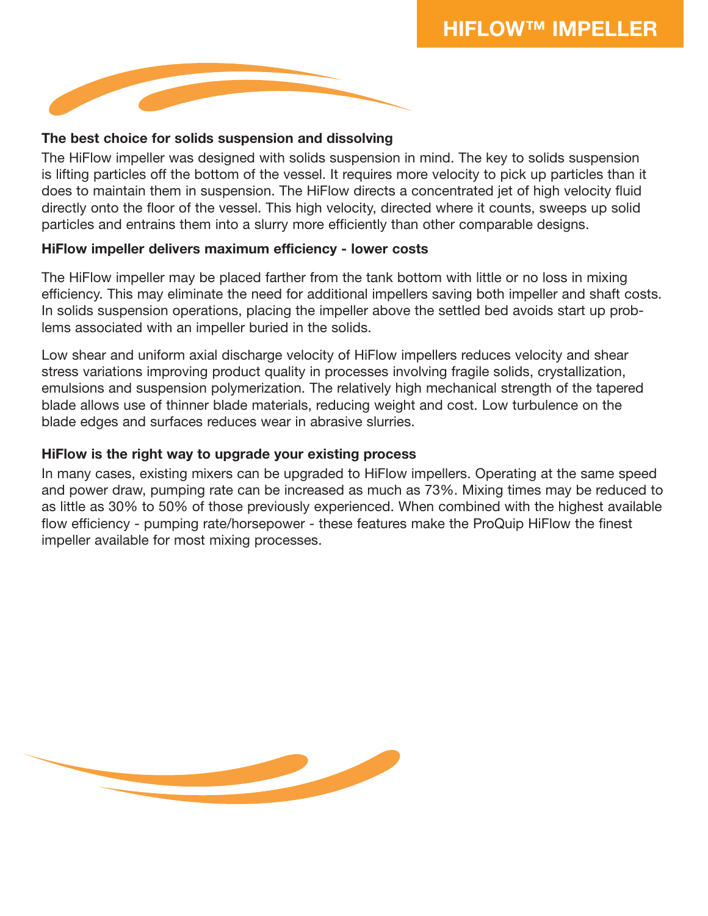# HIFLOW™ IMPELLER

**The best choice for solids suspension and dissolving**

The HiFlow impeller was designed with solids suspension in mind. The key to solids suspension is lifting particles off the bottom of the vessel. It requires more velocity to pick up particles than it does to maintain them in suspension. The HiFlow directs a concentrated jet of high velocity fluid directly onto the floor of the vessel. This high velocity, directed where it counts, sweeps up solid particles and entrains them into a slurry more efficiently than other comparable designs.

**HiFlow impeller delivers maximum efficiency - lower costs**

The HiFlow impeller may be placed farther from the tank bottom with little or no loss in mixing efficiency. This may eliminate the need for additional impellers saving both impeller and shaft costs. In solids suspension operations, placing the impeller above the settled bed avoids start up problems associated with an impeller buried in the solids.

Low shear and uniform axial discharge velocity of HiFlow impellers reduces velocity and shear stress variations improving product quality in processes involving fragile solids, crystallization, emulsions and suspension polymerization. The relatively high mechanical strength of the tapered blade allows use of thinner blade materials, reducing weight and cost. Low turbulence on the blade edges and surfaces reduces wear in abrasive slurries.

**HiFlow is the right way to upgrade your existing process**

In many cases, existing mixers can be upgraded to HiFlow impellers. Operating at the same speed and power draw, pumping rate can be increased as much as 73%. Mixing times may be reduced to as little as 30% to 50% of those previously experienced. When combined with the highest available flow efficiency - pumping rate/horsepower - these features make the ProQuip HiFlow the finest impeller available for most mixing processes.